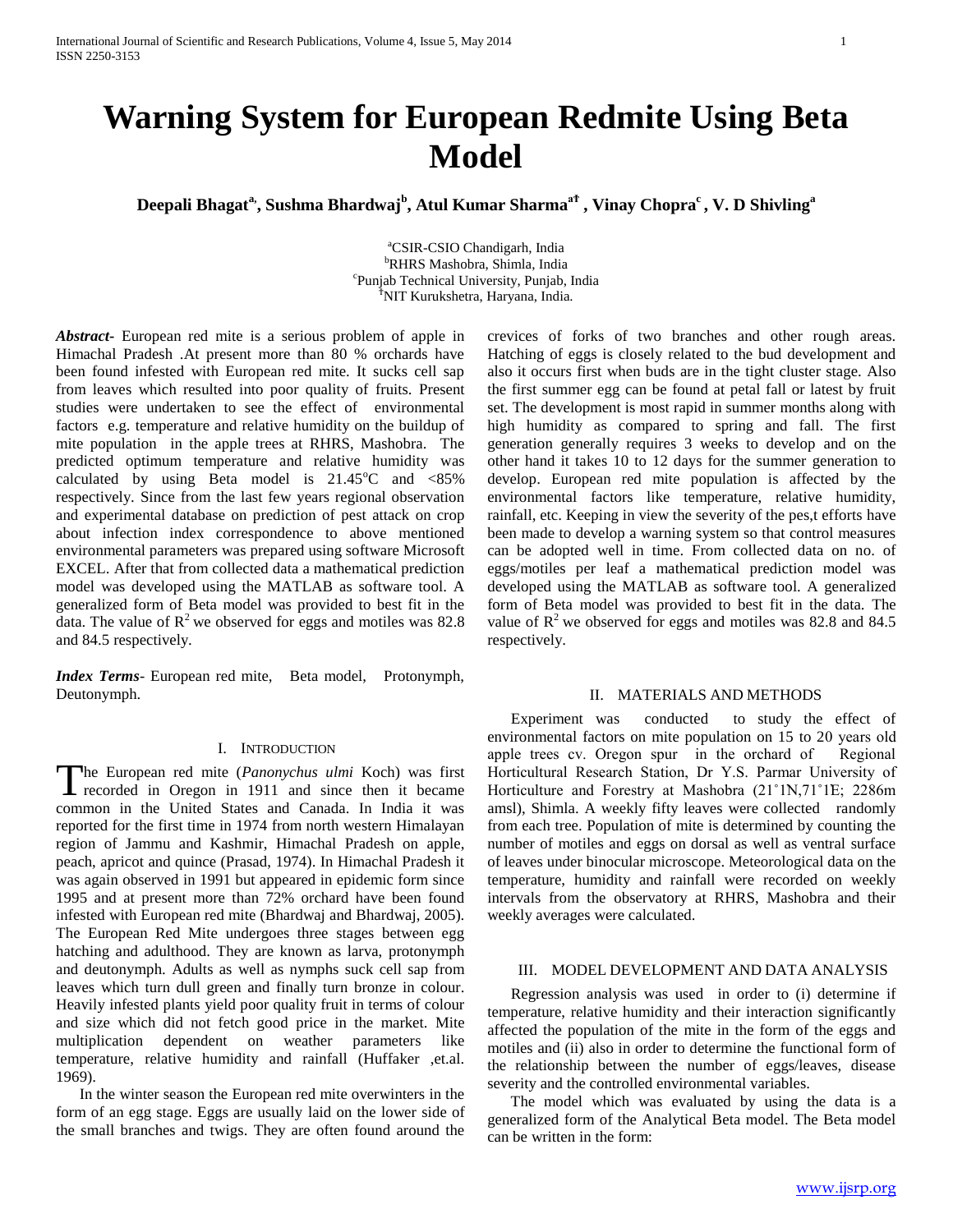# Warning System for European Redmite Using Beta Model

**Deepali Bhagat[a], Sushma Bhardwaj[b], Atul Kumar Sharma[a‡], Vinay Chopra[c], V. D Shivling[a]**

[a]CSIR-CSIO Chandigarh, India
[b]RHRS Mashobra, Shimla, India
[c]Punjab Technical University, Punjab, India
[‡]NIT Kurukshetra, Haryana, India.

***Abstract-*** European red mite is a serious problem of apple in Himachal Pradesh .At present more than 80 % orchards have been found infested with European red mite. It sucks cell sap from leaves which resulted into poor quality of fruits. Present studies were undertaken to see the effect of environmental factors e.g. temperature and relative humidity on the buildup of mite population in the apple trees at RHRS, Mashobra. The predicted optimum temperature and relative humidity was calculated by using Beta model is 21.45$^{o}$C and <85% respectively. Since from the last few years regional observation and experimental database on prediction of pest attack on crop about infection index correspondence to above mentioned environmental parameters was prepared using software Microsoft EXCEL. After that from collected data a mathematical prediction model was developed using the MATLAB as software tool. A generalized form of Beta model was provided to best fit in the data. The value of $R^2$ we observed for eggs and motiles was 82.8 and 84.5 respectively.

***Index Terms*-** European red mite, Beta model, Protonymph, Deutonymph.

## I. Introduction

The European red mite (*Panonychus ulmi* Koch) was first recorded in Oregon in 1911 and since then it became common in the United States and Canada. In India it was reported for the first time in 1974 from north western Himalayan region of Jammu and Kashmir, Himachal Pradesh on apple, peach, apricot and quince (Prasad, 1974). In Himachal Pradesh it was again observed in 1991 but appeared in epidemic form since 1995 and at present more than 72% orchard have been found infested with European red mite (Bhardwaj and Bhardwaj, 2005). The European Red Mite undergoes three stages between egg hatching and adulthood. They are known as larva, protonymph and deutonymph. Adults as well as nymphs suck cell sap from leaves which turn dull green and finally turn bronze in colour. Heavily infested plants yield poor quality fruit in terms of colour and size which did not fetch good price in the market. Mite multiplication dependent on weather parameters like temperature, relative humidity and rainfall (Huffaker ,et.al. 1969).

In the winter season the European red mite overwinters in the form of an egg stage. Eggs are usually laid on the lower side of the small branches and twigs. They are often found around the crevices of forks of two branches and other rough areas. Hatching of eggs is closely related to the bud development and also it occurs first when buds are in the tight cluster stage. Also the first summer egg can be found at petal fall or latest by fruit set. The development is most rapid in summer months along with high humidity as compared to spring and fall. The first generation generally requires 3 weeks to develop and on the other hand it takes 10 to 12 days for the summer generation to develop. European red mite population is affected by the environmental factors like temperature, relative humidity, rainfall, etc. Keeping in view the severity of the pes,t efforts have been made to develop a warning system so that control measures can be adopted well in time. From collected data on no. of eggs/motiles per leaf a mathematical prediction model was developed using the MATLAB as software tool. A generalized form of Beta model was provided to best fit in the data. The value of $R^2$ we observed for eggs and motiles was 82.8 and 84.5 respectively.

## II. Materials and Methods

Experiment was conducted to study the effect of environmental factors on mite population on 15 to 20 years old apple trees cv. Oregon spur in the orchard of Regional Horticultural Research Station, Dr Y.S. Parmar University of Horticulture and Forestry at Mashobra (21˚1N,71˚1E; 2286m amsl), Shimla. A weekly fifty leaves were collected randomly from each tree. Population of mite is determined by counting the number of motiles and eggs on dorsal as well as ventral surface of leaves under binocular microscope. Meteorological data on the temperature, humidity and rainfall were recorded on weekly intervals from the observatory at RHRS, Mashobra and their weekly averages were calculated.

## III. Model Development and Data Analysis

Regression analysis was used in order to (i) determine if temperature, relative humidity and their interaction significantly affected the population of the mite in the form of the eggs and motiles and (ii) also in order to determine the functional form of the relationship between the number of eggs/leaves, disease severity and the controlled environmental variables.

The model which was evaluated by using the data is a generalized form of the Analytical Beta model. The Beta model can be written in the form: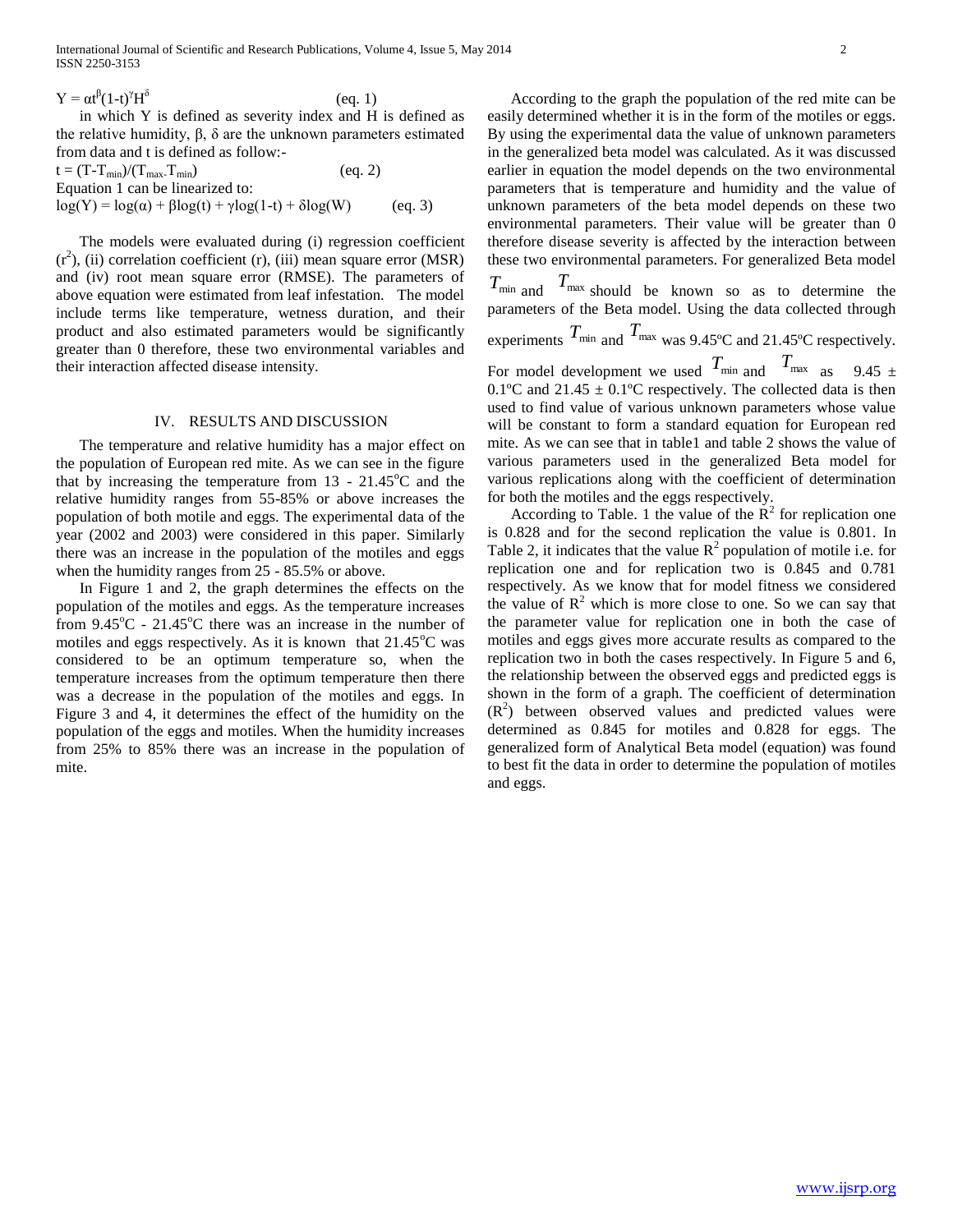$$Y = \alpha t^{\beta}(1\text{-}t)^{\gamma}H^{\delta} \qquad \text{(eq. 1)}$$

in which Y is defined as severity index and H is defined as the relative humidity, β, δ are the unknown parameters estimated from data and t is defined as follow:-

$$t = (T\text{-}T_{min})/(T_{max\text{-}}T_{min}) \qquad \text{(eq. 2)}$$

Equation 1 can be linearized to:

$$\log(Y) = \log(\alpha) + \beta\log(t) + \gamma\log(1\text{-}t) + \delta\log(W) \qquad \text{(eq. 3)}$$

The models were evaluated during (i) regression coefficient ($r^2$), (ii) correlation coefficient (r), (iii) mean square error (MSR) and (iv) root mean square error (RMSE). The parameters of above equation were estimated from leaf infestation. The model include terms like temperature, wetness duration, and their product and also estimated parameters would be significantly greater than 0 therefore, these two environmental variables and their interaction affected disease intensity.

## IV. RESULTS AND DISCUSSION

The temperature and relative humidity has a major effect on the population of European red mite. As we can see in the figure that by increasing the temperature from 13 - 21.45°C and the relative humidity ranges from 55-85% or above increases the population of both motile and eggs. The experimental data of the year (2002 and 2003) were considered in this paper. Similarly there was an increase in the population of the motiles and eggs when the humidity ranges from 25 - 85.5% or above.

In Figure 1 and 2, the graph determines the effects on the population of the motiles and eggs. As the temperature increases from 9.45°C - 21.45°C there was an increase in the number of motiles and eggs respectively. As it is known that 21.45°C was considered to be an optimum temperature so, when the temperature increases from the optimum temperature then there was a decrease in the population of the motiles and eggs. In Figure 3 and 4, it determines the effect of the humidity on the population of the eggs and motiles. When the humidity increases from 25% to 85% there was an increase in the population of mite.

According to the graph the population of the red mite can be easily determined whether it is in the form of the motiles or eggs. By using the experimental data the value of unknown parameters in the generalized beta model was calculated. As it was discussed earlier in equation the model depends on the two environmental parameters that is temperature and humidity and the value of unknown parameters of the beta model depends on these two environmental parameters. Their value will be greater than 0 therefore disease severity is affected by the interaction between these two environmental parameters. For generalized Beta model $T_{min}$ and $T_{max}$ should be known so as to determine the parameters of the Beta model. Using the data collected through experiments $T_{min}$ and $T_{max}$ was 9.45°C and 21.45°C respectively. For model development we used $T_{min}$ and $T_{max}$ as 9.45 ± 0.1°C and 21.45 ± 0.1°C respectively. The collected data is then used to find value of various unknown parameters whose value will be constant to form a standard equation for European red mite. As we can see that in table1 and table 2 shows the value of various parameters used in the generalized Beta model for various replications along with the coefficient of determination for both the motiles and the eggs respectively.

According to Table. 1 the value of the $R^2$ for replication one is 0.828 and for the second replication the value is 0.801. In Table 2, it indicates that the value $R^2$ population of motile i.e. for replication one and for replication two is 0.845 and 0.781 respectively. As we know that for model fitness we considered the value of $R^2$ which is more close to one. So we can say that the parameter value for replication one in both the case of motiles and eggs gives more accurate results as compared to the replication two in both the cases respectively. In Figure 5 and 6, the relationship between the observed eggs and predicted eggs is shown in the form of a graph. The coefficient of determination ($R^2$) between observed values and predicted values were determined as 0.845 for motiles and 0.828 for eggs. The generalized form of Analytical Beta model (equation) was found to best fit the data in order to determine the population of motiles and eggs.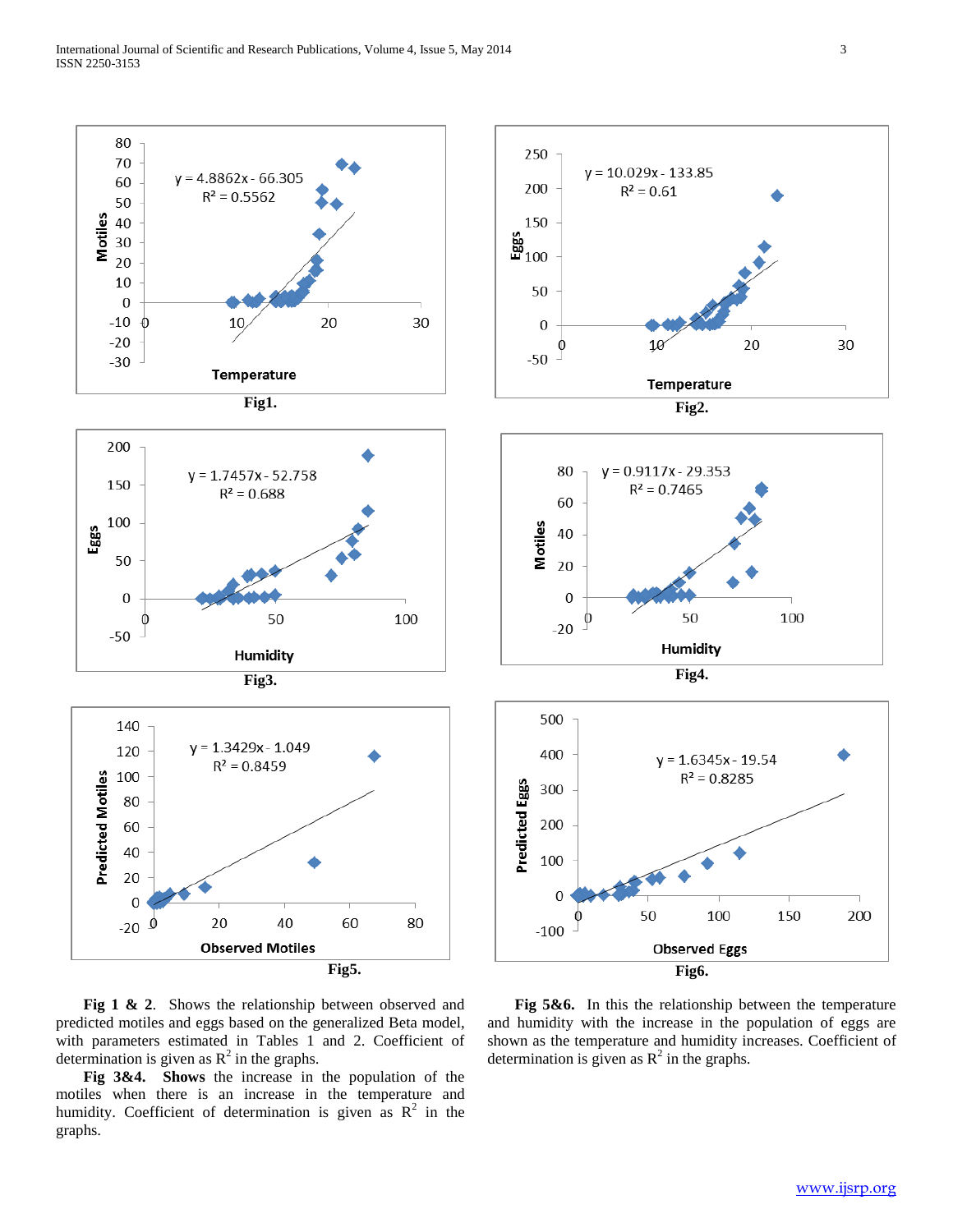y = 4.8862x - 66.305
$R^2 = 0.5562$

Motiles

Temperature

80
70
60
50
40
30
20
10
0
-10
-20
-30

0
10
20
30

**Fig1.**

y = 10.029x - 133.85
$R^2 = 0.61$

Eggs

Temperature

250
200
150
100
50
0
-50

0
10
20
30

**Fig2.**

y = 1.7457x - 52.758
$R^2 = 0.688$

Eggs

Humidity

200
150
100
50
0
-50

0
50
100

**Fig3.**

y = 0.9117x - 29.353
$R^2 = 0.7465$

Motiles

Humidity

80
60
40
20
0
-20

0
50
100

**Fig4.**

y = 1.3429x - 1.049
$R^2 = 0.8459$

Predicted Motiles

Observed Motiles

140
120
100
80
60
40
20
0
-20

0
20
40
60
80

**Fig5.**

y = 1.6345x - 19.54
$R^2 = 0.8285$

Predicted Eggs

Observed Eggs

500
400
300
200
100
0
-100

0
50
100
150
200

**Fig6.**

**Fig 1 & 2**. Shows the relationship between observed and predicted motiles and eggs based on the generalized Beta model, with parameters estimated in Tables 1 and 2. Coefficient of determination is given as $R^2$ in the graphs.

**Fig 3&4. Shows** the increase in the population of the motiles when there is an increase in the temperature and humidity. Coefficient of determination is given as $R^2$ in the graphs.

**Fig 5&6.** In this the relationship between the temperature and humidity with the increase in the population of eggs are shown as the temperature and humidity increases. Coefficient of determination is given as $R^2$ in the graphs.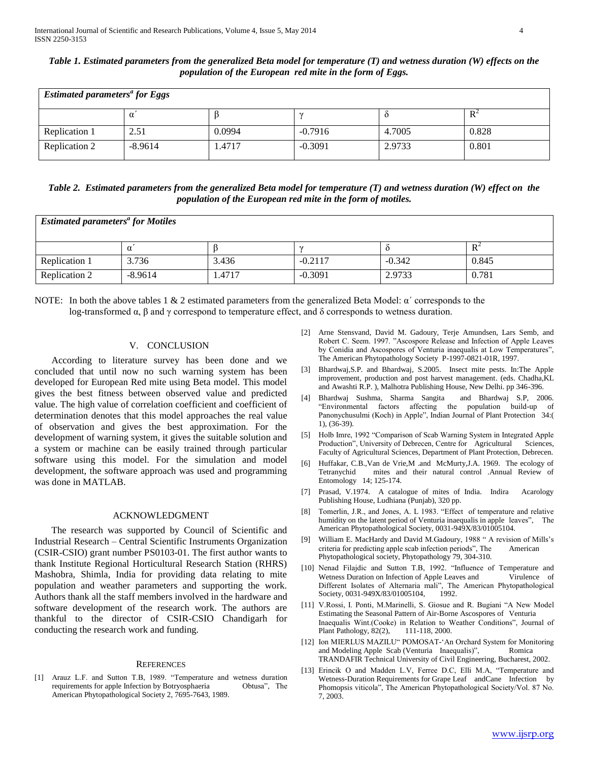*Table 1. Estimated parameters from the generalized Beta model for temperature (T) and wetness duration (W) effects on the population of the European red mite in the form of Eggs.*

| *Estimated parameters[a] for Eggs* | | | | | |
|---|---|---|---|---|---|
| | $\alpha'$ | $\beta$ | $\gamma$ | $\delta$ | $R^2$ |
| Replication 1 | 2.51 | 0.0994 | -0.7916 | 4.7005 | 0.828 |
| Replication 2 | -8.9614 | 1.4717 | -0.3091 | 2.9733 | 0.801 |

*Table 2. Estimated parameters from the generalized Beta model for temperature (T) and wetness duration (W) effect on the population of the European red mite in the form of motiles.*

| *Estimated parameters[a] for Motiles* | | | | | |
|---|---|---|---|---|---|
| | $\alpha'$ | $\beta$ | $\gamma$ | $\delta$ | $R^2$ |
| Replication 1 | 3.736 | 3.436 | -0.2117 | -0.342 | 0.845 |
| Replication 2 | -8.9614 | 1.4717 | -0.3091 | 2.9733 | 0.781 |

NOTE: In both the above tables 1 & 2 estimated parameters from the generalized Beta Model: $\alpha'$ corresponds to the log-transformed $\alpha$, $\beta$ and $\gamma$ correspond to temperature effect, and $\delta$ corresponds to wetness duration.

## V. CONCLUSION

According to literature survey has been done and we concluded that until now no such warning system has been developed for European Red mite using Beta model. This model gives the best fitness between observed value and predicted value. The high value of correlation coefficient and coefficient of determination denotes that this model approaches the real value of observation and gives the best approximation. For the development of warning system, it gives the suitable solution and a system or machine can be easily trained through particular software using this model. For the simulation and model development, the software approach was used and programming was done in MATLAB.

## ACKNOWLEDGMENT

The research was supported by Council of Scientific and Industrial Research – Central Scientific Instruments Organization (CSIR-CSIO) grant number PS0103-01. The first author wants to thank Institute Regional Horticultural Research Station (RHRS) Mashobra, Shimla, India for providing data relating to mite population and weather parameters and supporting the work. Authors thank all the staff members involved in the hardware and software development of the research work. The authors are thankful to the director of CSIR-CSIO Chandigarh for conducting the research work and funding.

## REFERENCES

[1] Arauz L.F. and Sutton T.B, 1989. "Temperature and wetness duration requirements for apple Infection by Botryosphaeria Obtusa", The American Phytopathological Society 2, 7695-7643, 1989.

[2] Arne Stensvand, David M. Gadoury, Terje Amundsen, Lars Semb, and Robert C. Seem. 1997. "Ascospore Release and Infection of Apple Leaves by Conidia and Ascospores of Venturia inaequalis at Low Temperatures", The American Phytopathology Society P-1997-0821-01R, 1997.

[3] Bhardwaj,S.P. and Bhardwaj, S.2005. Insect mite pests. In:The Apple improvement, production and post harvest management. (eds. Chadha,KL and Awashti R.P. ), Malhotra Publishing House, New Delhi. pp 346-396.

[4] Bhardwaj Sushma, Sharma Sangita and Bhardwaj S.P, 2006. "Environmental factors affecting the population build-up of Panonychusulmi (Koch) in Apple", Indian Journal of Plant Protection 34:( 1), (36-39).

[5] Holb Imre, 1992 "Comparison of Scab Warning System in Integrated Apple Production", University of Debrecen, Centre for Agricultural Sciences, Faculty of Agricultural Sciences, Department of Plant Protection, Debrecen.

[6] Huffakar, C.B.,Van de Vrie,M .and McMurty,J.A. 1969. The ecology of Tetranychid mites and their natural control .Annual Review of Entomology 14; 125-174.

[7] Prasad, V.1974. A catalogue of mites of India. Indira Acarology Publishing House, Ludhiana (Punjab), 320 pp.

[8] Tomerlin, J.R., and Jones, A. L 1983. "Effect of temperature and relative humidity on the latent period of Venturia inaequalis in apple leaves", The American Phytopathological Society, 0031-949X/83/01005104.

[9] William E. MacHardy and David M.Gadoury, 1988 " A revision of Mills's criteria for predicting apple scab infection periods", The American Phytopathological society, Phytopathology 79, 304-310.

[10] Nenad Filajdic and Sutton T.B, 1992. "Influence of Temperature and Wetness Duration on Infection of Apple Leaves and Virulence of Different Isolates of Alternaria mali", The American Phytopathological Society, 0031-949X/83/01005104, 1992.

[11] V.Rossi, I. Ponti, M.Marinelli, S. Giosue and R. Bugiani "A New Model Estimating the Seasonal Pattern of Air-Borne Ascospores of Venturia Inaequalis Wint.(Cooke) in Relation to Weather Conditions", Journal of Plant Pathology, 82(2), 111-118, 2000.

[12] Ion MIERLUS MAZILU" POMOSAT-'An Orchard System for Monitoring and Modeling Apple Scab (Venturia Inaequalis)", Romica TRANDAFIR Technical University of Civil Engineering, Bucharest, 2002.

[13] Erincik O and Madden L.V, Ferree D.C, Elli M.A, "Temperature and Wetness-Duration Requirements for Grape Leaf andCane Infection by Phomopsis viticola", The American Phytopathological Society/Vol. 87 No. 7, 2003.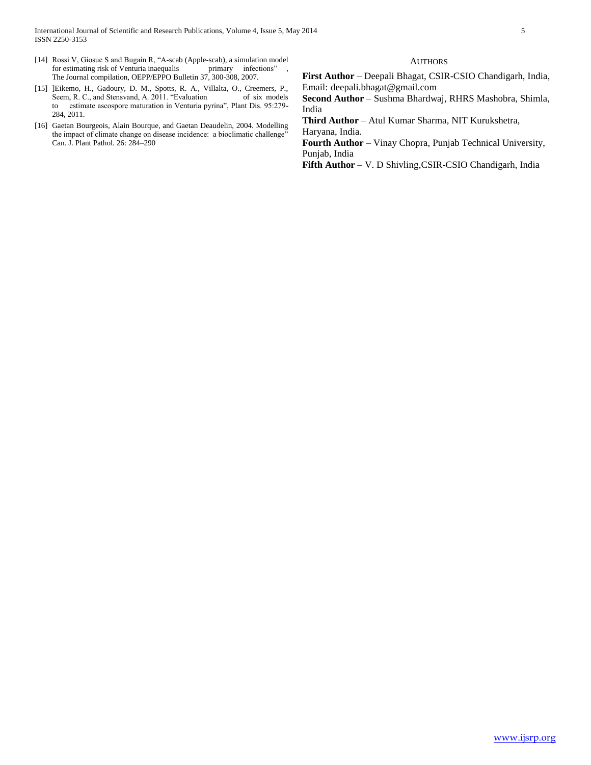[14] Rossi V, Giosue S and Bugain R, "A-scab (Apple-scab), a simulation model for estimating risk of Venturia inaequalis primary infections" , The Journal compilation, OEPP/EPPO Bulletin 37, 300-308, 2007.

[15] ]Eikemo, H., Gadoury, D. M., Spotts, R. A., Villalta, O., Creemers, P., Seem, R. C., and Stensvand, A. 2011. "Evaluation of six models to estimate ascospore maturation in Venturia pyrina", Plant Dis. 95:279-284, 2011.

[16] Gaetan Bourgeois, Alain Bourque, and Gaetan Deaudelin, 2004. Modelling the impact of climate change on disease incidence: a bioclimatic challenge" Can. J. Plant Pathol. 26: 284–290

## AUTHORS

**First Author** – Deepali Bhagat, CSIR-CSIO Chandigarh, India, Email: deepali.bhagat@gmail.com

**Second Author** – Sushma Bhardwaj, RHRS Mashobra, Shimla, India

**Third Author** – Atul Kumar Sharma, NIT Kurukshetra, Haryana, India.

**Fourth Author** – Vinay Chopra, Punjab Technical University, Punjab, India

**Fifth Author** – V. D Shivling,CSIR-CSIO Chandigarh, India